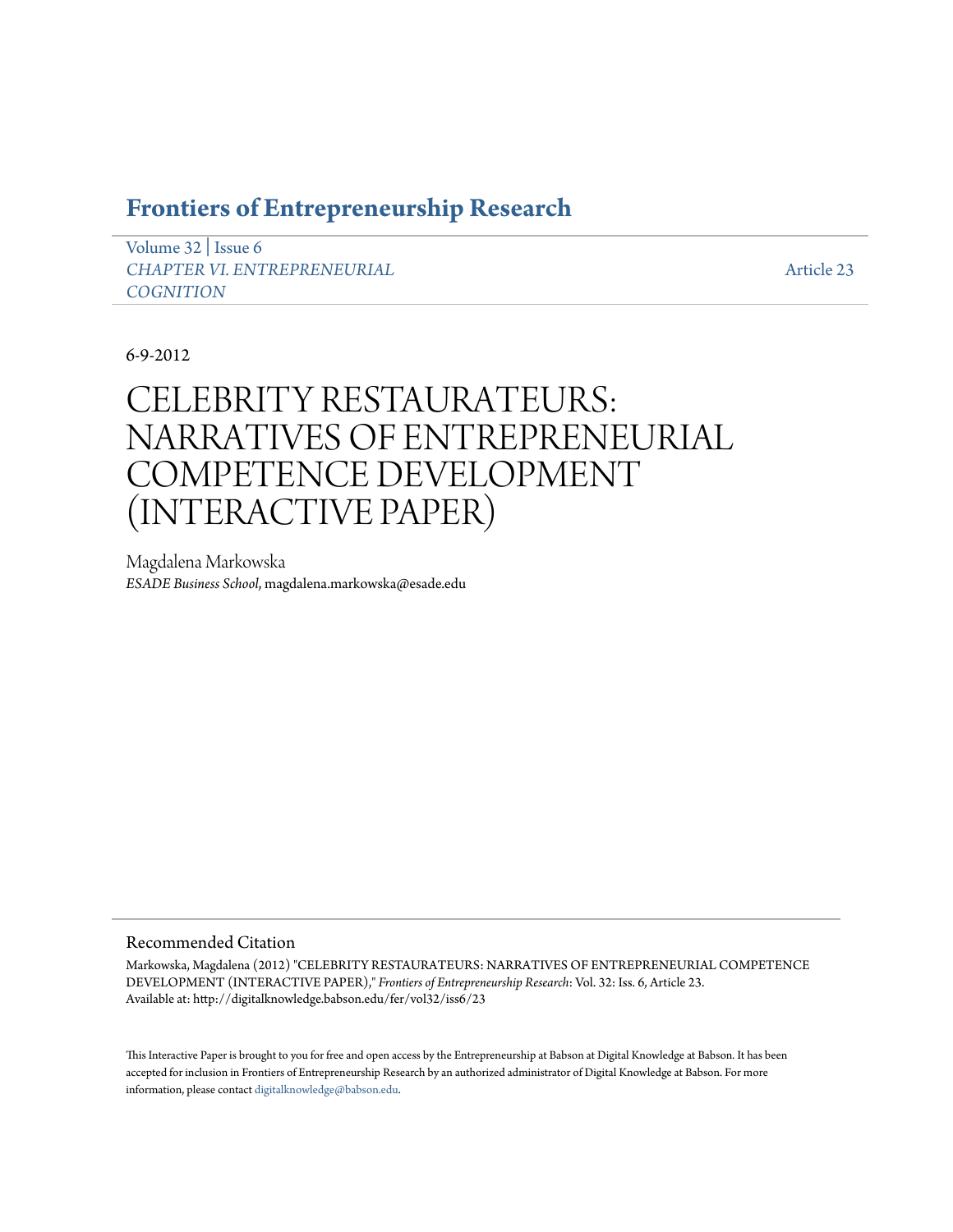# Frontiers of Entrepreneurship Research

Volume 32 | Issue 6
*CHAPTER VI. ENTREPRENEURIAL COGNITION*

Article 23

6-9-2012

# CELEBRITY RESTAURATEURS: NARRATIVES OF ENTREPRENEURIAL COMPETENCE DEVELOPMENT (INTERACTIVE PAPER)

Magdalena Markowska
*ESADE Business School*, magdalena.markowska@esade.edu

## Recommended Citation

Markowska, Magdalena (2012) "CELEBRITY RESTAURATEURS: NARRATIVES OF ENTREPRENEURIAL COMPETENCE DEVELOPMENT (INTERACTIVE PAPER)," *Frontiers of Entrepreneurship Research*: Vol. 32: Iss. 6, Article 23.
Available at: http://digitalknowledge.babson.edu/fer/vol32/iss6/23

This Interactive Paper is brought to you for free and open access by the Entrepreneurship at Babson at Digital Knowledge at Babson. It has been accepted for inclusion in Frontiers of Entrepreneurship Research by an authorized administrator of Digital Knowledge at Babson. For more information, please contact digitalknowledge@babson.edu.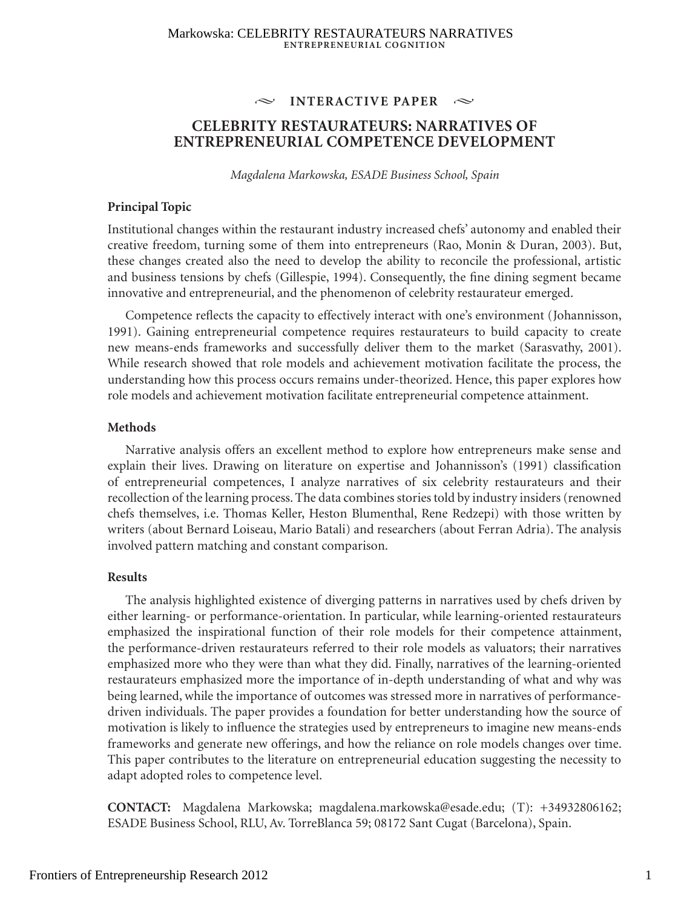∾ **INTERACTIVE PAPER** ∾

# CELEBRITY RESTAURATEURS: NARRATIVES OF ENTREPRENEURIAL COMPETENCE DEVELOPMENT

*Magdalena Markowska, ESADE Business School, Spain*

## Principal Topic

Institutional changes within the restaurant industry increased chefs' autonomy and enabled their creative freedom, turning some of them into entrepreneurs (Rao, Monin & Duran, 2003). But, these changes created also the need to develop the ability to reconcile the professional, artistic and business tensions by chefs (Gillespie, 1994). Consequently, the fine dining segment became innovative and entrepreneurial, and the phenomenon of celebrity restaurateur emerged.

Competence reflects the capacity to effectively interact with one's environment (Johannisson, 1991). Gaining entrepreneurial competence requires restaurateurs to build capacity to create new means-ends frameworks and successfully deliver them to the market (Sarasvathy, 2001). While research showed that role models and achievement motivation facilitate the process, the understanding how this process occurs remains under-theorized. Hence, this paper explores how role models and achievement motivation facilitate entrepreneurial competence attainment.

## Methods

Narrative analysis offers an excellent method to explore how entrepreneurs make sense and explain their lives. Drawing on literature on expertise and Johannisson's (1991) classification of entrepreneurial competences, I analyze narratives of six celebrity restaurateurs and their recollection of the learning process. The data combines stories told by industry insiders (renowned chefs themselves, i.e. Thomas Keller, Heston Blumenthal, Rene Redzepi) with those written by writers (about Bernard Loiseau, Mario Batali) and researchers (about Ferran Adria). The analysis involved pattern matching and constant comparison.

## Results

The analysis highlighted existence of diverging patterns in narratives used by chefs driven by either learning- or performance-orientation. In particular, while learning-oriented restaurateurs emphasized the inspirational function of their role models for their competence attainment, the performance-driven restaurateurs referred to their role models as valuators; their narratives emphasized more who they were than what they did. Finally, narratives of the learning-oriented restaurateurs emphasized more the importance of in-depth understanding of what and why was being learned, while the importance of outcomes was stressed more in narratives of performance-driven individuals. The paper provides a foundation for better understanding how the source of motivation is likely to influence the strategies used by entrepreneurs to imagine new means-ends frameworks and generate new offerings, and how the reliance on role models changes over time. This paper contributes to the literature on entrepreneurial education suggesting the necessity to adapt adopted roles to competence level.

**CONTACT:** Magdalena Markowska; magdalena.markowska@esade.edu; (T): +34932806162; ESADE Business School, RLU, Av. TorreBlanca 59; 08172 Sant Cugat (Barcelona), Spain.